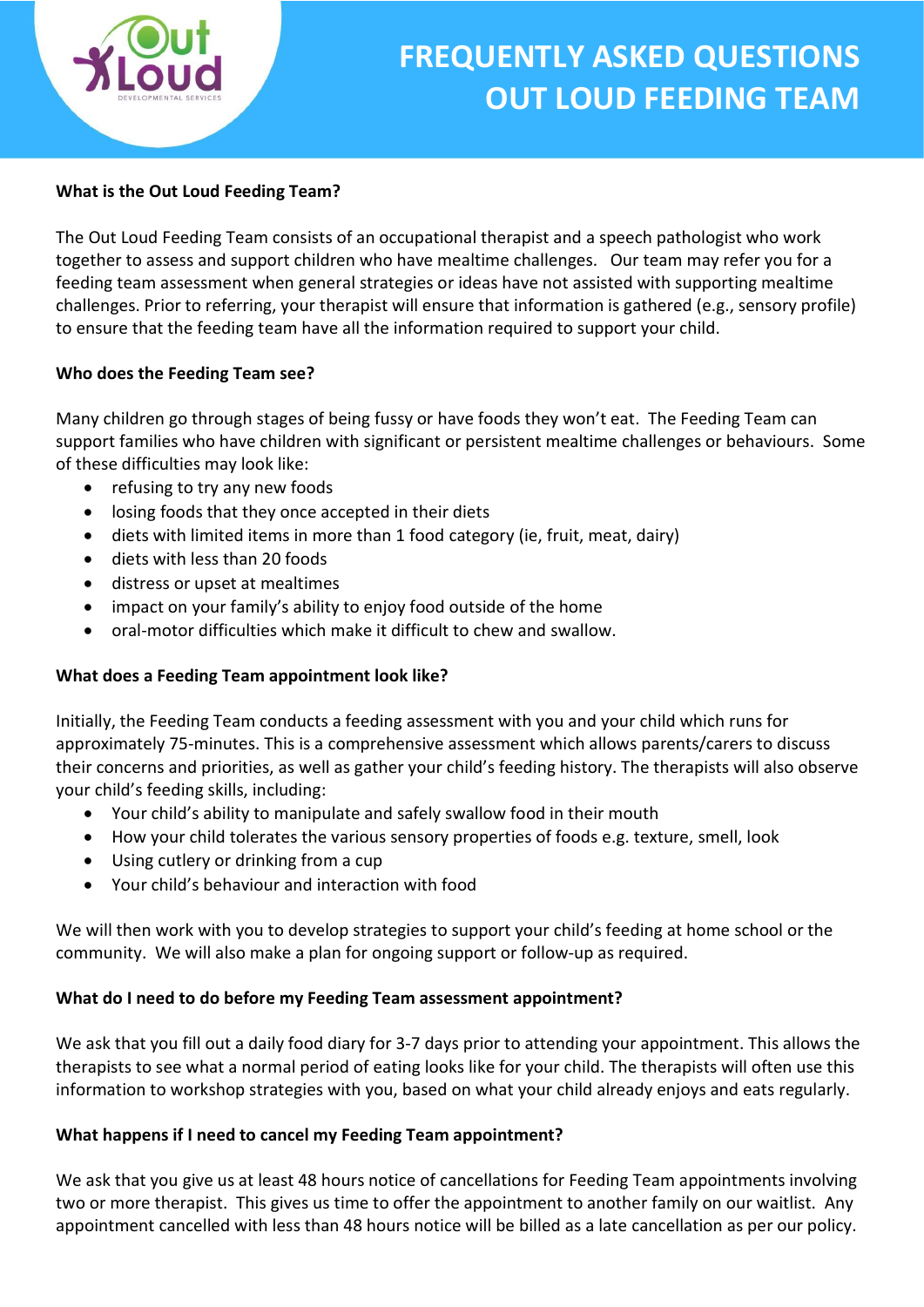# FREQUENTLY ASKED QUESTIONS OUT LOUD FEEDING TEAM

**What is the Out Loud Feeding Team?**

The Out Loud Feeding Team consists of an occupational therapist and a speech pathologist who work together to assess and support children who have mealtime challenges. Our team may refer you for a feeding team assessment when general strategies or ideas have not assisted with supporting mealtime challenges. Prior to referring, your therapist will ensure that information is gathered (e.g., sensory profile) to ensure that the feeding team have all the information required to support your child.

**Who does the Feeding Team see?**

Many children go through stages of being fussy or have foods they won't eat. The Feeding Team can support families who have children with significant or persistent mealtime challenges or behaviours. Some of these difficulties may look like:

- refusing to try any new foods
- losing foods that they once accepted in their diets
- diets with limited items in more than 1 food category (ie, fruit, meat, dairy)
- diets with less than 20 foods
- distress or upset at mealtimes
- impact on your family's ability to enjoy food outside of the home
- oral-motor difficulties which make it difficult to chew and swallow.

**What does a Feeding Team appointment look like?**

Initially, the Feeding Team conducts a feeding assessment with you and your child which runs for approximately 75-minutes. This is a comprehensive assessment which allows parents/carers to discuss their concerns and priorities, as well as gather your child's feeding history. The therapists will also observe your child's feeding skills, including:

- Your child's ability to manipulate and safely swallow food in their mouth
- How your child tolerates the various sensory properties of foods e.g. texture, smell, look
- Using cutlery or drinking from a cup
- Your child's behaviour and interaction with food

We will then work with you to develop strategies to support your child's feeding at home school or the community. We will also make a plan for ongoing support or follow-up as required.

**What do I need to do before my Feeding Team assessment appointment?**

We ask that you fill out a daily food diary for 3-7 days prior to attending your appointment. This allows the therapists to see what a normal period of eating looks like for your child. The therapists will often use this information to workshop strategies with you, based on what your child already enjoys and eats regularly.

**What happens if I need to cancel my Feeding Team appointment?**

We ask that you give us at least 48 hours notice of cancellations for Feeding Team appointments involving two or more therapist. This gives us time to offer the appointment to another family on our waitlist. Any appointment cancelled with less than 48 hours notice will be billed as a late cancellation as per our policy.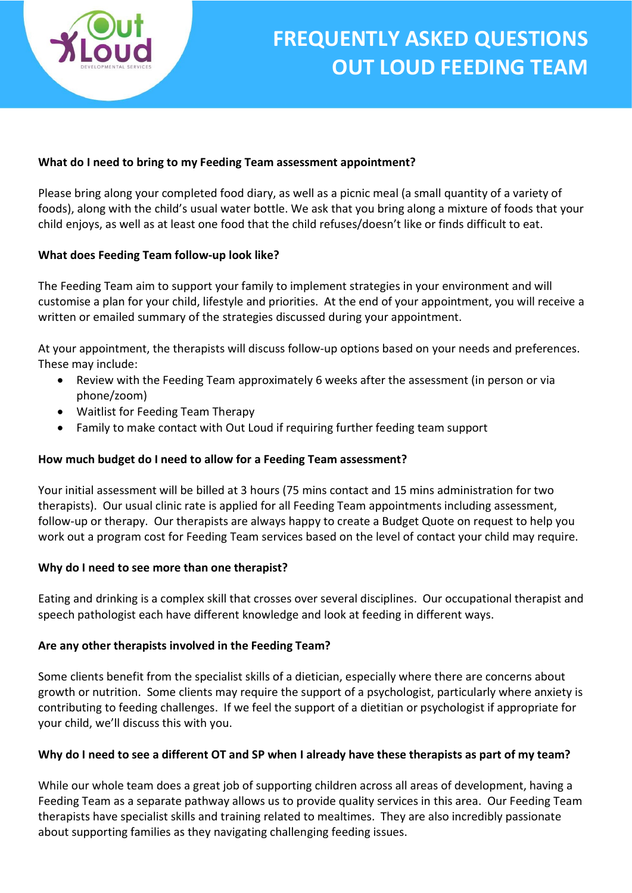# FREQUENTLY ASKED QUESTIONS OUT LOUD FEEDING TEAM

**What do I need to bring to my Feeding Team assessment appointment?**

Please bring along your completed food diary, as well as a picnic meal (a small quantity of a variety of foods), along with the child's usual water bottle. We ask that you bring along a mixture of foods that your child enjoys, as well as at least one food that the child refuses/doesn't like or finds difficult to eat.

**What does Feeding Team follow-up look like?**

The Feeding Team aim to support your family to implement strategies in your environment and will customise a plan for your child, lifestyle and priorities. At the end of your appointment, you will receive a written or emailed summary of the strategies discussed during your appointment.

At your appointment, the therapists will discuss follow-up options based on your needs and preferences. These may include:

- Review with the Feeding Team approximately 6 weeks after the assessment (in person or via phone/zoom)
- Waitlist for Feeding Team Therapy
- Family to make contact with Out Loud if requiring further feeding team support

**How much budget do I need to allow for a Feeding Team assessment?**

Your initial assessment will be billed at 3 hours (75 mins contact and 15 mins administration for two therapists). Our usual clinic rate is applied for all Feeding Team appointments including assessment, follow-up or therapy. Our therapists are always happy to create a Budget Quote on request to help you work out a program cost for Feeding Team services based on the level of contact your child may require.

**Why do I need to see more than one therapist?**

Eating and drinking is a complex skill that crosses over several disciplines. Our occupational therapist and speech pathologist each have different knowledge and look at feeding in different ways.

**Are any other therapists involved in the Feeding Team?**

Some clients benefit from the specialist skills of a dietician, especially where there are concerns about growth or nutrition. Some clients may require the support of a psychologist, particularly where anxiety is contributing to feeding challenges. If we feel the support of a dietitian or psychologist if appropriate for your child, we'll discuss this with you.

**Why do I need to see a different OT and SP when I already have these therapists as part of my team?**

While our whole team does a great job of supporting children across all areas of development, having a Feeding Team as a separate pathway allows us to provide quality services in this area. Our Feeding Team therapists have specialist skills and training related to mealtimes. They are also incredibly passionate about supporting families as they navigating challenging feeding issues.